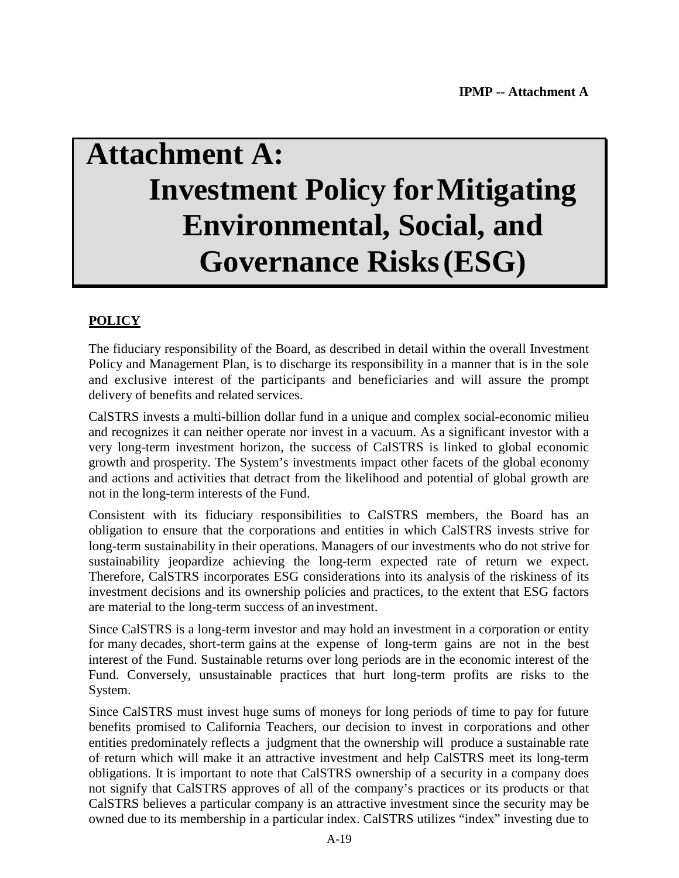# Attachment A: Investment Policy for Mitigating Environmental, Social, and Governance Risks (ESG)

## POLICY

The fiduciary responsibility of the Board, as described in detail within the overall Investment Policy and Management Plan, is to discharge its responsibility in a manner that is in the sole and exclusive interest of the participants and beneficiaries and will assure the prompt delivery of benefits and related services.

CalSTRS invests a multi-billion dollar fund in a unique and complex social-economic milieu and recognizes it can neither operate nor invest in a vacuum. As a significant investor with a very long-term investment horizon, the success of CalSTRS is linked to global economic growth and prosperity. The System's investments impact other facets of the global economy and actions and activities that detract from the likelihood and potential of global growth are not in the long-term interests of the Fund.

Consistent with its fiduciary responsibilities to CalSTRS members, the Board has an obligation to ensure that the corporations and entities in which CalSTRS invests strive for long-term sustainability in their operations. Managers of our investments who do not strive for sustainability jeopardize achieving the long-term expected rate of return we expect. Therefore, CalSTRS incorporates ESG considerations into its analysis of the riskiness of its investment decisions and its ownership policies and practices, to the extent that ESG factors are material to the long-term success of an investment.

Since CalSTRS is a long-term investor and may hold an investment in a corporation or entity for many decades, short-term gains at the expense of long-term gains are not in the best interest of the Fund. Sustainable returns over long periods are in the economic interest of the Fund. Conversely, unsustainable practices that hurt long-term profits are risks to the System.

Since CalSTRS must invest huge sums of moneys for long periods of time to pay for future benefits promised to California Teachers, our decision to invest in corporations and other entities predominately reflects a judgment that the ownership will produce a sustainable rate of return which will make it an attractive investment and help CalSTRS meet its long-term obligations. It is important to note that CalSTRS ownership of a security in a company does not signify that CalSTRS approves of all of the company's practices or its products or that CalSTRS believes a particular company is an attractive investment since the security may be owned due to its membership in a particular index. CalSTRS utilizes "index" investing due to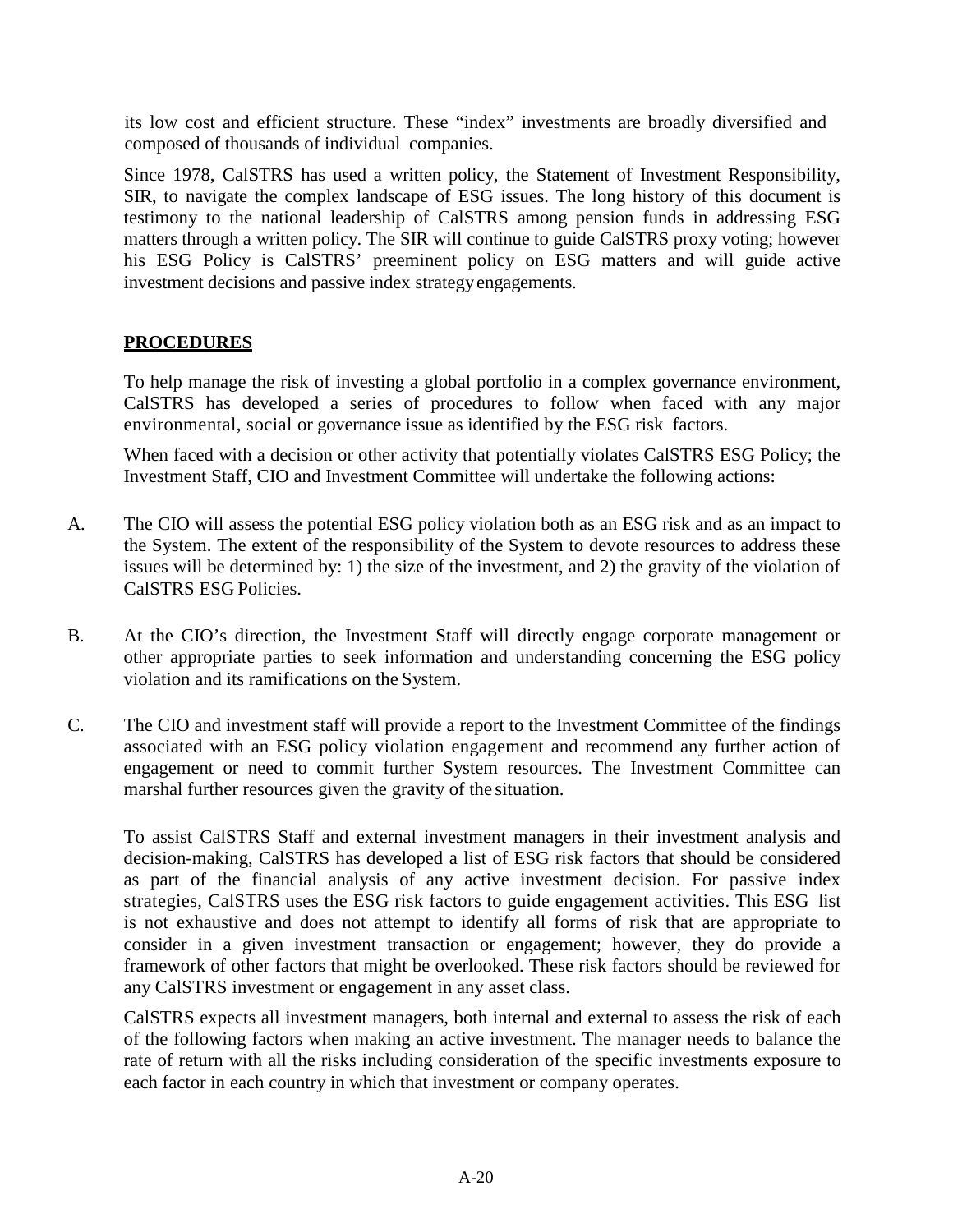its low cost and efficient structure. These "index" investments are broadly diversified and composed of thousands of individual companies.

Since 1978, CalSTRS has used a written policy, the Statement of Investment Responsibility, SIR, to navigate the complex landscape of ESG issues. The long history of this document is testimony to the national leadership of CalSTRS among pension funds in addressing ESG matters through a written policy. The SIR will continue to guide CalSTRS proxy voting; however his ESG Policy is CalSTRS' preeminent policy on ESG matters and will guide active investment decisions and passive index strategy engagements.

## PROCEDURES

To help manage the risk of investing a global portfolio in a complex governance environment, CalSTRS has developed a series of procedures to follow when faced with any major environmental, social or governance issue as identified by the ESG risk factors.

When faced with a decision or other activity that potentially violates CalSTRS ESG Policy; the Investment Staff, CIO and Investment Committee will undertake the following actions:

A. The CIO will assess the potential ESG policy violation both as an ESG risk and as an impact to the System. The extent of the responsibility of the System to devote resources to address these issues will be determined by: 1) the size of the investment, and 2) the gravity of the violation of CalSTRS ESG Policies.

B. At the CIO's direction, the Investment Staff will directly engage corporate management or other appropriate parties to seek information and understanding concerning the ESG policy violation and its ramifications on the System.

C. The CIO and investment staff will provide a report to the Investment Committee of the findings associated with an ESG policy violation engagement and recommend any further action of engagement or need to commit further System resources. The Investment Committee can marshal further resources given the gravity of the situation.

To assist CalSTRS Staff and external investment managers in their investment analysis and decision-making, CalSTRS has developed a list of ESG risk factors that should be considered as part of the financial analysis of any active investment decision. For passive index strategies, CalSTRS uses the ESG risk factors to guide engagement activities. This ESG list is not exhaustive and does not attempt to identify all forms of risk that are appropriate to consider in a given investment transaction or engagement; however, they do provide a framework of other factors that might be overlooked. These risk factors should be reviewed for any CalSTRS investment or engagement in any asset class.

CalSTRS expects all investment managers, both internal and external to assess the risk of each of the following factors when making an active investment. The manager needs to balance the rate of return with all the risks including consideration of the specific investments exposure to each factor in each country in which that investment or company operates.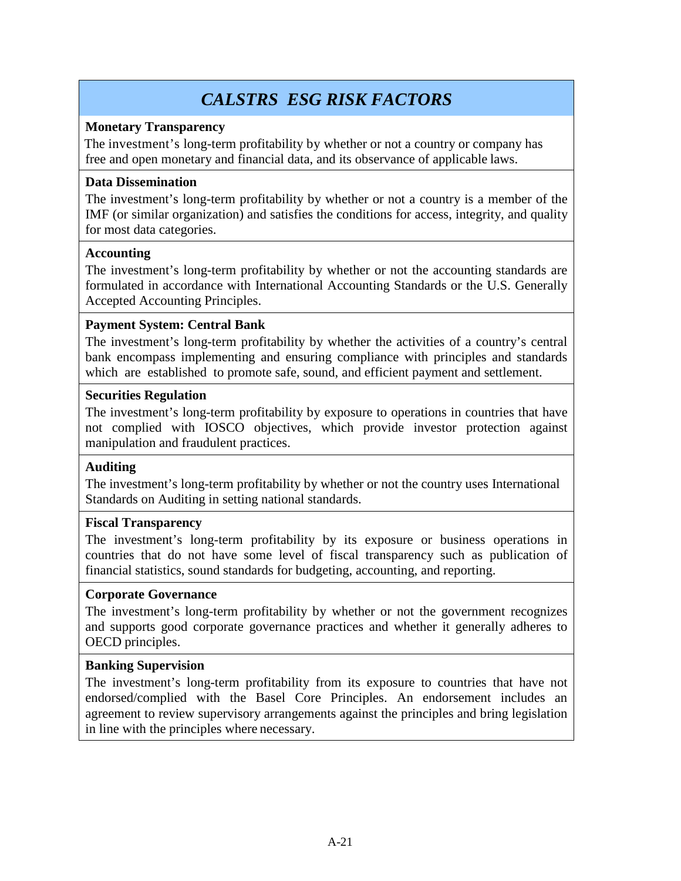# *CALSTRS ESG RISK FACTORS*

**Monetary Transparency**

The investment's long-term profitability by whether or not a country or company has free and open monetary and financial data, and its observance of applicable laws.

**Data Dissemination**

The investment's long-term profitability by whether or not a country is a member of the IMF (or similar organization) and satisfies the conditions for access, integrity, and quality for most data categories.

**Accounting**

The investment's long-term profitability by whether or not the accounting standards are formulated in accordance with International Accounting Standards or the U.S. Generally Accepted Accounting Principles.

**Payment System: Central Bank**

The investment's long-term profitability by whether the activities of a country's central bank encompass implementing and ensuring compliance with principles and standards which are established to promote safe, sound, and efficient payment and settlement.

**Securities Regulation**

The investment's long-term profitability by exposure to operations in countries that have not complied with IOSCO objectives, which provide investor protection against manipulation and fraudulent practices.

**Auditing**

The investment's long-term profitability by whether or not the country uses International Standards on Auditing in setting national standards.

**Fiscal Transparency**

The investment's long-term profitability by its exposure or business operations in countries that do not have some level of fiscal transparency such as publication of financial statistics, sound standards for budgeting, accounting, and reporting.

**Corporate Governance**

The investment's long-term profitability by whether or not the government recognizes and supports good corporate governance practices and whether it generally adheres to OECD principles.

**Banking Supervision**

The investment's long-term profitability from its exposure to countries that have not endorsed/complied with the Basel Core Principles. An endorsement includes an agreement to review supervisory arrangements against the principles and bring legislation in line with the principles where necessary.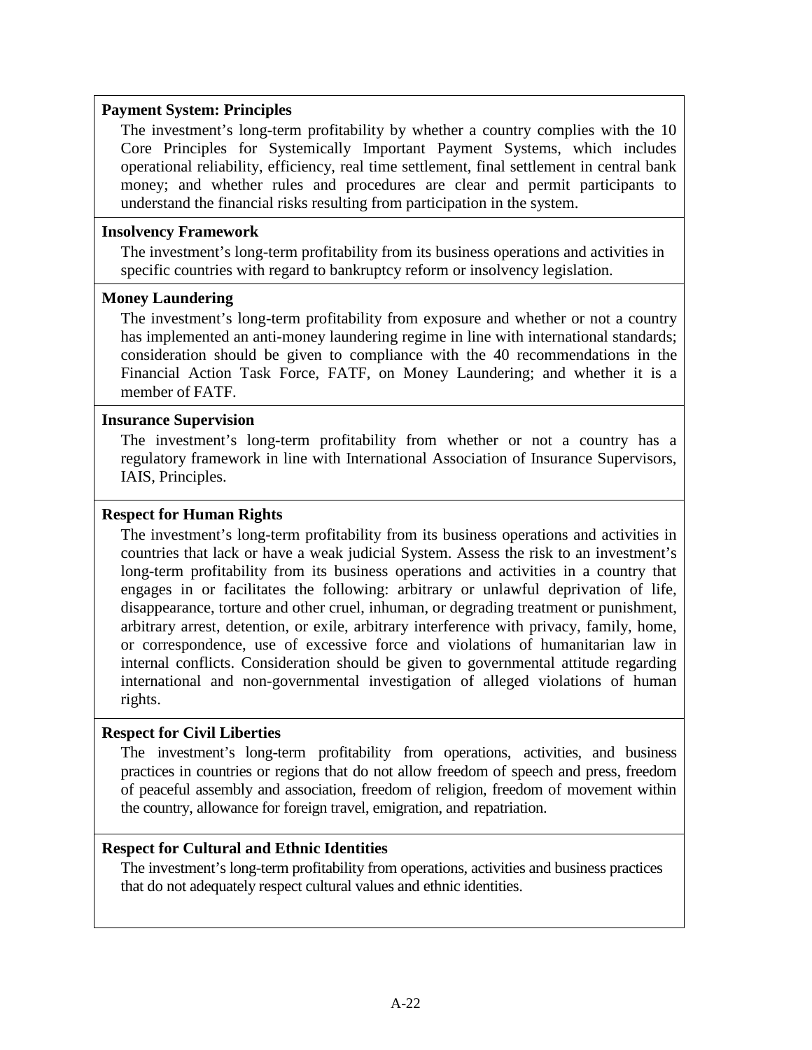**Payment System: Principles**

The investment's long-term profitability by whether a country complies with the 10 Core Principles for Systemically Important Payment Systems, which includes operational reliability, efficiency, real time settlement, final settlement in central bank money; and whether rules and procedures are clear and permit participants to understand the financial risks resulting from participation in the system.

**Insolvency Framework**

The investment's long-term profitability from its business operations and activities in specific countries with regard to bankruptcy reform or insolvency legislation.

**Money Laundering**

The investment's long-term profitability from exposure and whether or not a country has implemented an anti-money laundering regime in line with international standards; consideration should be given to compliance with the 40 recommendations in the Financial Action Task Force, FATF, on Money Laundering; and whether it is a member of FATF.

**Insurance Supervision**

The investment's long-term profitability from whether or not a country has a regulatory framework in line with International Association of Insurance Supervisors, IAIS, Principles.

**Respect for Human Rights**

The investment's long-term profitability from its business operations and activities in countries that lack or have a weak judicial System. Assess the risk to an investment's long-term profitability from its business operations and activities in a country that engages in or facilitates the following: arbitrary or unlawful deprivation of life, disappearance, torture and other cruel, inhuman, or degrading treatment or punishment, arbitrary arrest, detention, or exile, arbitrary interference with privacy, family, home, or correspondence, use of excessive force and violations of humanitarian law in internal conflicts. Consideration should be given to governmental attitude regarding international and non-governmental investigation of alleged violations of human rights.

**Respect for Civil Liberties**

The investment's long-term profitability from operations, activities, and business practices in countries or regions that do not allow freedom of speech and press, freedom of peaceful assembly and association, freedom of religion, freedom of movement within the country, allowance for foreign travel, emigration, and repatriation.

**Respect for Cultural and Ethnic Identities**

The investment's long-term profitability from operations, activities and business practices that do not adequately respect cultural values and ethnic identities.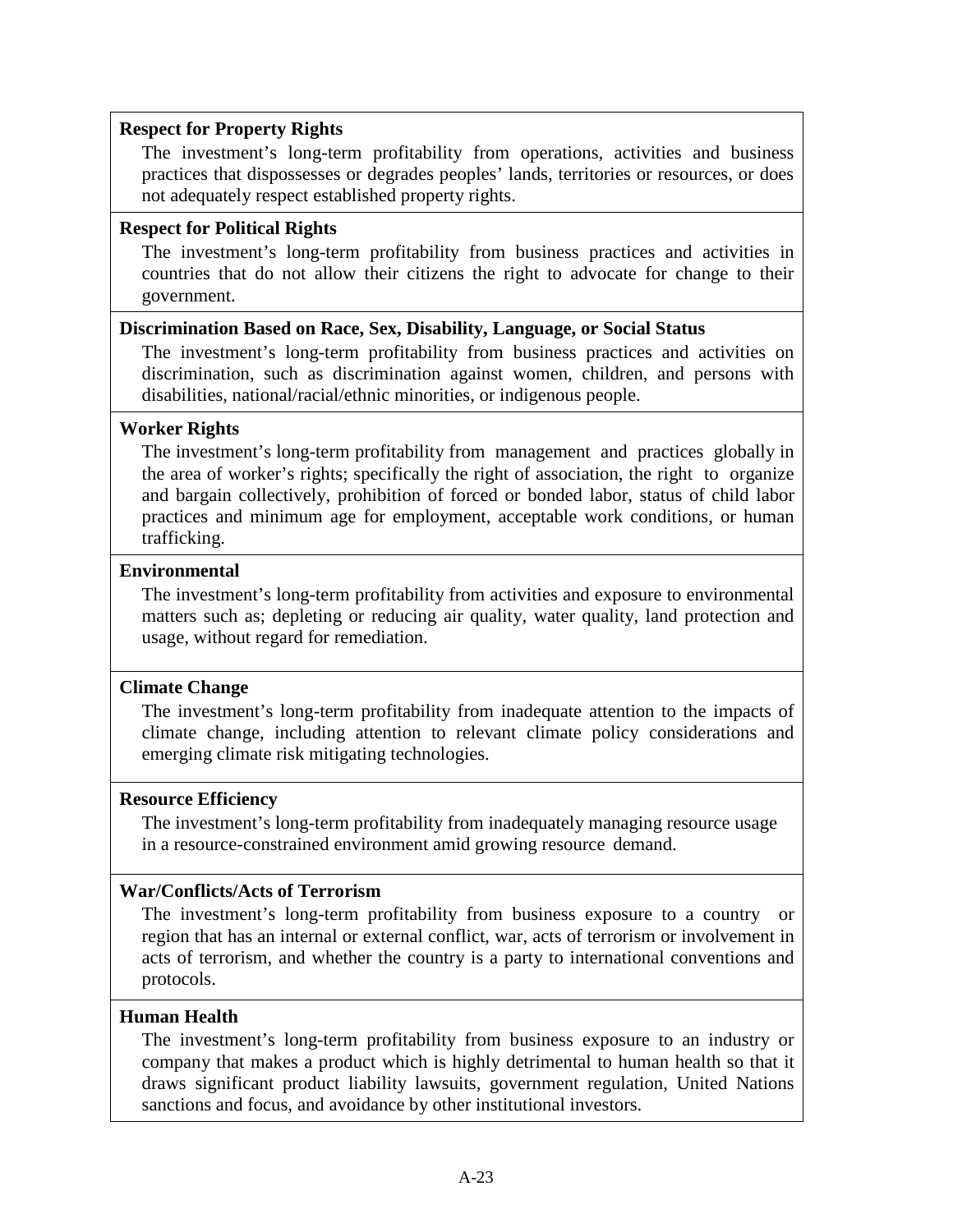**Respect for Property Rights**

The investment's long-term profitability from operations, activities and business practices that dispossesses or degrades peoples' lands, territories or resources, or does not adequately respect established property rights.

**Respect for Political Rights**

The investment's long-term profitability from business practices and activities in countries that do not allow their citizens the right to advocate for change to their government.

**Discrimination Based on Race, Sex, Disability, Language, or Social Status**

The investment's long-term profitability from business practices and activities on discrimination, such as discrimination against women, children, and persons with disabilities, national/racial/ethnic minorities, or indigenous people.

**Worker Rights**

The investment's long-term profitability from management and practices globally in the area of worker's rights; specifically the right of association, the right to organize and bargain collectively, prohibition of forced or bonded labor, status of child labor practices and minimum age for employment, acceptable work conditions, or human trafficking.

**Environmental**

The investment's long-term profitability from activities and exposure to environmental matters such as; depleting or reducing air quality, water quality, land protection and usage, without regard for remediation.

**Climate Change**

The investment's long-term profitability from inadequate attention to the impacts of climate change, including attention to relevant climate policy considerations and emerging climate risk mitigating technologies.

**Resource Efficiency**

The investment's long-term profitability from inadequately managing resource usage in a resource-constrained environment amid growing resource demand.

**War/Conflicts/Acts of Terrorism**

The investment's long-term profitability from business exposure to a country or region that has an internal or external conflict, war, acts of terrorism or involvement in acts of terrorism, and whether the country is a party to international conventions and protocols.

**Human Health**

The investment's long-term profitability from business exposure to an industry or company that makes a product which is highly detrimental to human health so that it draws significant product liability lawsuits, government regulation, United Nations sanctions and focus, and avoidance by other institutional investors.